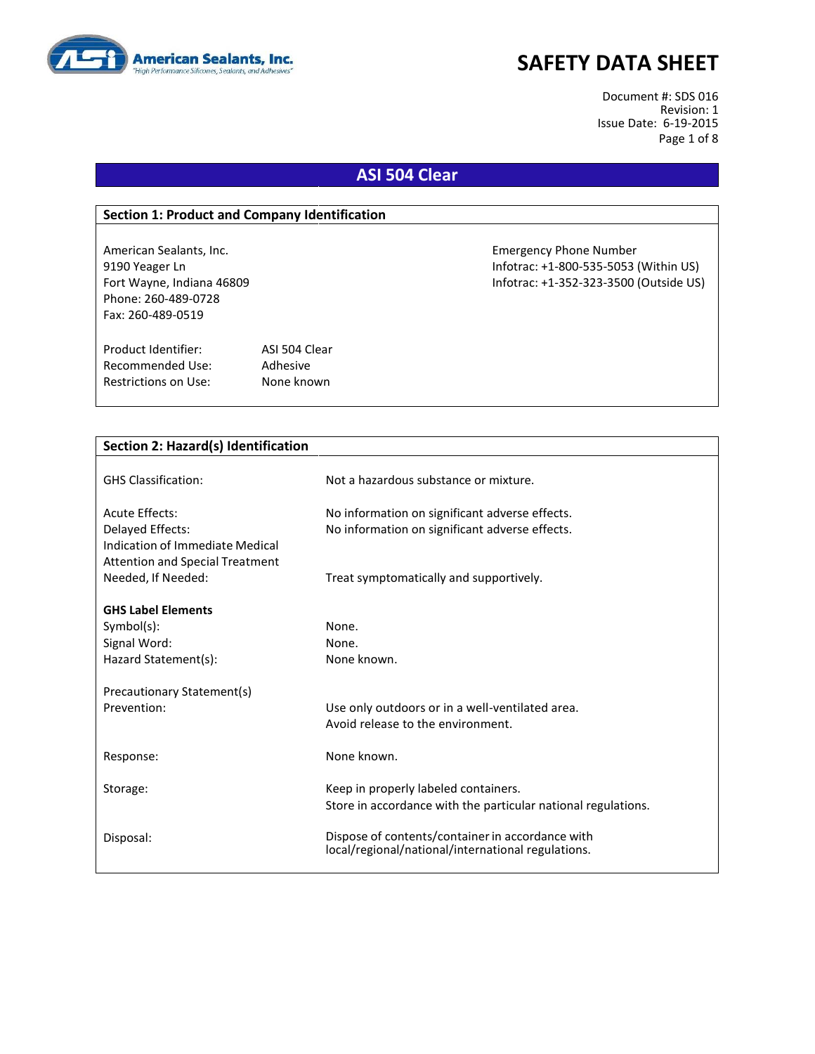American Sealants, Inc.
"High Performance Silicones, Sealants, and Adhesives"

# SAFETY DATA SHEET

Document #: SDS 016
Revision: 1
Issue Date: 6-19-2015

## ASI 504 Clear

### Section 1: Product and Company Identification

American Sealants, Inc.
9190 Yeager Ln
Fort Wayne, Indiana 46809
Phone: 260-489-0728
Fax: 260-489-0519

Emergency Phone Number
Infotrac: +1-800-535-5053 (Within US)
Infotrac: +1-352-323-3500 (Outside US)

| | |
|---|---|
| Product Identifier: | ASI 504 Clear |
| Recommended Use: | Adhesive |
| Restrictions on Use: | None known |

### Section 2: Hazard(s) Identification

| | |
|---|---|
| GHS Classification: | Not a hazardous substance or mixture. |
| Acute Effects: | No information on significant adverse effects. |
| Delayed Effects: | No information on significant adverse effects. |
| Indication of Immediate Medical Attention and Special Treatment Needed, If Needed: | Treat symptomatically and supportively. |

**GHS Label Elements**

| | |
|---|---|
| Symbol(s): | None. |
| Signal Word: | None. |
| Hazard Statement(s): | None known. |

Precautionary Statement(s)

| | |
|---|---|
| Prevention: | Use only outdoors or in a well-ventilated area.<br>Avoid release to the environment. |
| Response: | None known. |
| Storage: | Keep in properly labeled containers.<br>Store in accordance with the particular national regulations. |
| Disposal: | Dispose of contents/container in accordance with local/regional/national/international regulations. |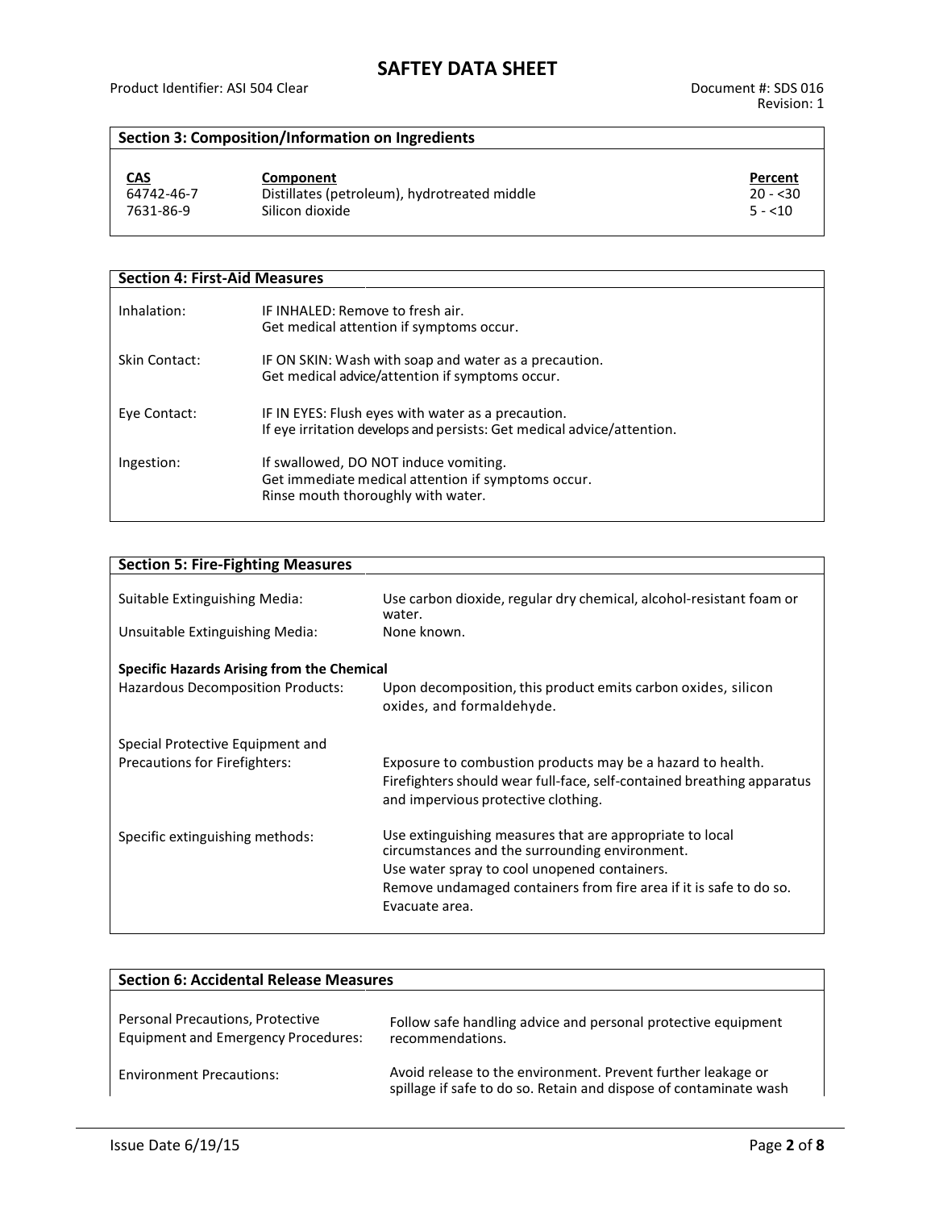## Section 3: Composition/Information on Ingredients

| CAS | Component | Percent |
|---|---|---|
| 64742-46-7 | Distillates (petroleum), hydrotreated middle | 20 - <30 |
| 7631-86-9 | Silicon dioxide | 5 - <10 |

## Section 4: First-Aid Measures

| | |
|---|---|
| Inhalation: | IF INHALED: Remove to fresh air.<br>Get medical attention if symptoms occur. |
| Skin Contact: | IF ON SKIN: Wash with soap and water as a precaution.<br>Get medical advice/attention if symptoms occur. |
| Eye Contact: | IF IN EYES: Flush eyes with water as a precaution.<br>If eye irritation develops and persists: Get medical advice/attention. |
| Ingestion: | If swallowed, DO NOT induce vomiting.<br>Get immediate medical attention if symptoms occur.<br>Rinse mouth thoroughly with water. |

## Section 5: Fire-Fighting Measures

| | |
|---|---|
| Suitable Extinguishing Media: | Use carbon dioxide, regular dry chemical, alcohol-resistant foam or water. |
| Unsuitable Extinguishing Media: | None known. |

**Specific Hazards Arising from the Chemical**

| | |
|---|---|
| Hazardous Decomposition Products: | Upon decomposition, this product emits carbon oxides, silicon oxides, and formaldehyde. |
| Special Protective Equipment and Precautions for Firefighters: | Exposure to combustion products may be a hazard to health.<br>Firefighters should wear full-face, self-contained breathing apparatus and impervious protective clothing. |
| Specific extinguishing methods: | Use extinguishing measures that are appropriate to local circumstances and the surrounding environment.<br>Use water spray to cool unopened containers.<br>Remove undamaged containers from fire area if it is safe to do so.<br>Evacuate area. |

## Section 6: Accidental Release Measures

| | |
|---|---|
| Personal Precautions, Protective Equipment and Emergency Procedures: | Follow safe handling advice and personal protective equipment recommendations. |
| Environment Precautions: | Avoid release to the environment. Prevent further leakage or spillage if safe to do so. Retain and dispose of contaminate wash |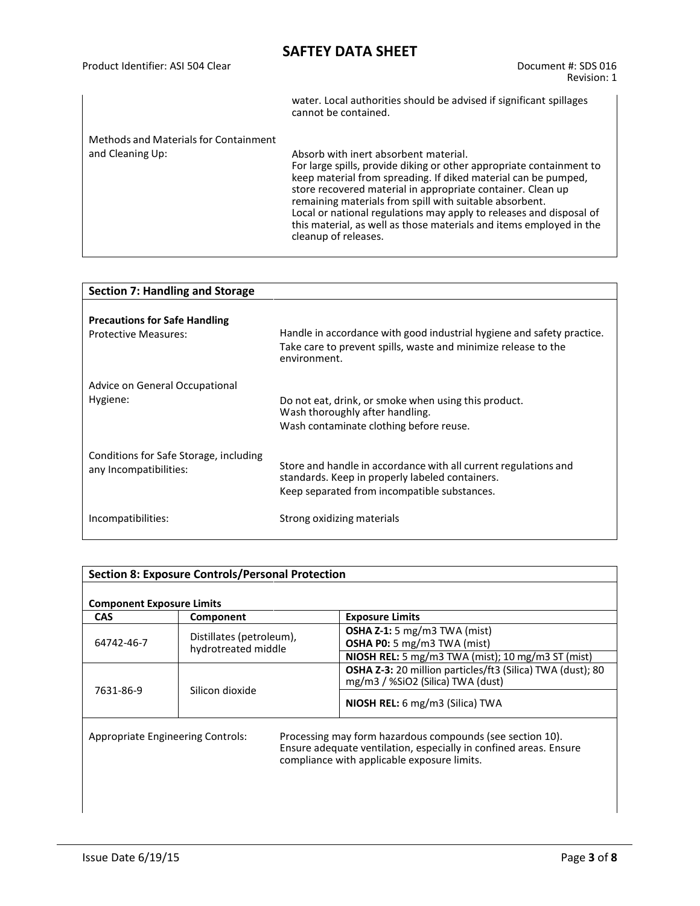water. Local authorities should be advised if significant spillages cannot be contained.

Methods and Materials for Containment and Cleaning Up:

Absorb with inert absorbent material.
For large spills, provide diking or other appropriate containment to keep material from spreading. If diked material can be pumped, store recovered material in appropriate container. Clean up remaining materials from spill with suitable absorbent.
Local or national regulations may apply to releases and disposal of this material, as well as those materials and items employed in the cleanup of releases.

## Section 7: Handling and Storage

**Precautions for Safe Handling**

Protective Measures: Handle in accordance with good industrial hygiene and safety practice. Take care to prevent spills, waste and minimize release to the environment.

Advice on General Occupational Hygiene: Do not eat, drink, or smoke when using this product. Wash thoroughly after handling. Wash contaminate clothing before reuse.

Conditions for Safe Storage, including any Incompatibilities: Store and handle in accordance with all current regulations and standards. Keep in properly labeled containers. Keep separated from incompatible substances.

Incompatibilities: Strong oxidizing materials

## Section 8: Exposure Controls/Personal Protection

**Component Exposure Limits**

| CAS | Component | Exposure Limits |
|---|---|---|
| 64742-46-7 | Distillates (petroleum), hydrotreated middle | **OSHA Z-1:** 5 mg/m3 TWA (mist)<br>**OSHA P0:** 5 mg/m3 TWA (mist) |
| | | **NIOSH REL:** 5 mg/m3 TWA (mist); 10 mg/m3 ST (mist) |
| 7631-86-9 | Silicon dioxide | **OSHA Z-3:** 20 million particles/ft3 (Silica) TWA (dust); 80 mg/m3 / %SiO2 (Silica) TWA (dust) |
| | | **NIOSH REL:** 6 mg/m3 (Silica) TWA |

Appropriate Engineering Controls: Processing may form hazardous compounds (see section 10). Ensure adequate ventilation, especially in confined areas. Ensure compliance with applicable exposure limits.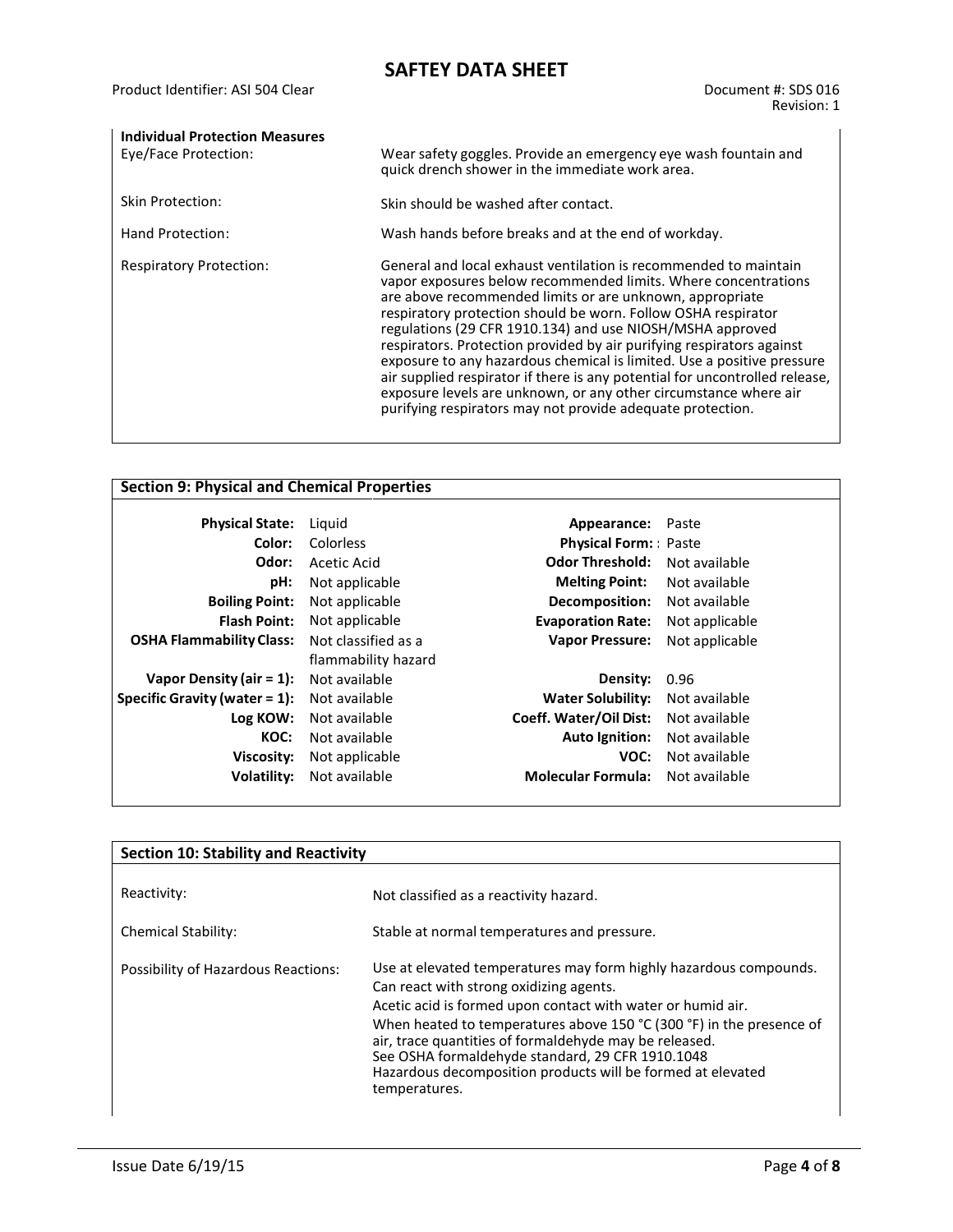**Individual Protection Measures**

| | |
|---|---|
| Eye/Face Protection: | Wear safety goggles. Provide an emergency eye wash fountain and quick drench shower in the immediate work area. |
| Skin Protection: | Skin should be washed after contact. |
| Hand Protection: | Wash hands before breaks and at the end of workday. |
| Respiratory Protection: | General and local exhaust ventilation is recommended to maintain vapor exposures below recommended limits. Where concentrations are above recommended limits or are unknown, appropriate respiratory protection should be worn. Follow OSHA respirator regulations (29 CFR 1910.134) and use NIOSH/MSHA approved respirators. Protection provided by air purifying respirators against exposure to any hazardous chemical is limited. Use a positive pressure air supplied respirator if there is any potential for uncontrolled release, exposure levels are unknown, or any other circumstance where air purifying respirators may not provide adequate protection. |

## Section 9: Physical and Chemical Properties

| | | | |
|---|---|---|---|
| **Physical State:** | Liquid | **Appearance:** | Paste |
| **Color:** | Colorless | **Physical Form:** | : Paste |
| **Odor:** | Acetic Acid | **Odor Threshold:** | Not available |
| **pH:** | Not applicable | **Melting Point:** | Not available |
| **Boiling Point:** | Not applicable | **Decomposition:** | Not available |
| **Flash Point:** | Not applicable | **Evaporation Rate:** | Not applicable |
| **OSHA Flammability Class:** | Not classified as a flammability hazard | **Vapor Pressure:** | Not applicable |
| **Vapor Density (air = 1):** | Not available | **Density:** | 0.96 |
| **Specific Gravity (water = 1):** | Not available | **Water Solubility:** | Not available |
| **Log KOW:** | Not available | **Coeff. Water/Oil Dist:** | Not available |
| **KOC:** | Not available | **Auto Ignition:** | Not available |
| **Viscosity:** | Not applicable | **VOC:** | Not available |
| **Volatility:** | Not available | **Molecular Formula:** | Not available |

## Section 10: Stability and Reactivity

| | |
|---|---|
| Reactivity: | Not classified as a reactivity hazard. |
| Chemical Stability: | Stable at normal temperatures and pressure. |
| Possibility of Hazardous Reactions: | Use at elevated temperatures may form highly hazardous compounds. Can react with strong oxidizing agents. Acetic acid is formed upon contact with water or humid air. When heated to temperatures above 150 °C (300 °F) in the presence of air, trace quantities of formaldehyde may be released. See OSHA formaldehyde standard, 29 CFR 1910.1048 Hazardous decomposition products will be formed at elevated temperatures. |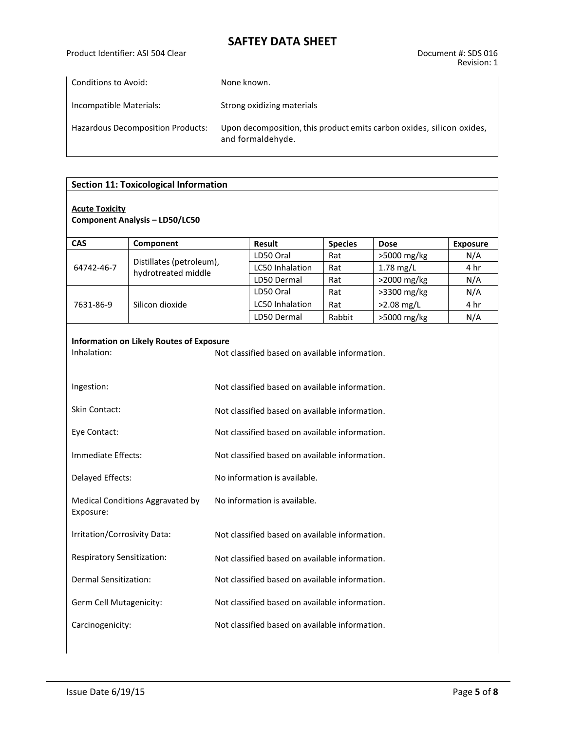| | |
|---|---|
| Conditions to Avoid: | None known. |
| Incompatible Materials: | Strong oxidizing materials |
| Hazardous Decomposition Products: | Upon decomposition, this product emits carbon oxides, silicon oxides, and formaldehyde. |

## Section 11: Toxicological Information

**Acute Toxicity**

**Component Analysis – LD50/LC50**

| CAS | Component | Result | Species | Dose | Exposure |
|---|---|---|---|---|---|
| 64742-46-7 | Distillates (petroleum), hydrotreated middle | LD50 Oral | Rat | >5000 mg/kg | N/A |
| | | LC50 Inhalation | Rat | 1.78 mg/L | 4 hr |
| | | LD50 Dermal | Rat | >2000 mg/kg | N/A |
| 7631-86-9 | Silicon dioxide | LD50 Oral | Rat | >3300 mg/kg | N/A |
| | | LC50 Inhalation | Rat | >2.08 mg/L | 4 hr |
| | | LD50 Dermal | Rabbit | >5000 mg/kg | N/A |

**Information on Likely Routes of Exposure**

| | |
|---|---|
| Inhalation: | Not classified based on available information. |
| Ingestion: | Not classified based on available information. |
| Skin Contact: | Not classified based on available information. |
| Eye Contact: | Not classified based on available information. |
| Immediate Effects: | Not classified based on available information. |
| Delayed Effects: | No information is available. |
| Medical Conditions Aggravated by Exposure: | No information is available. |
| Irritation/Corrosivity Data: | Not classified based on available information. |
| Respiratory Sensitization: | Not classified based on available information. |
| Dermal Sensitization: | Not classified based on available information. |
| Germ Cell Mutagenicity: | Not classified based on available information. |
| Carcinogenicity: | Not classified based on available information. |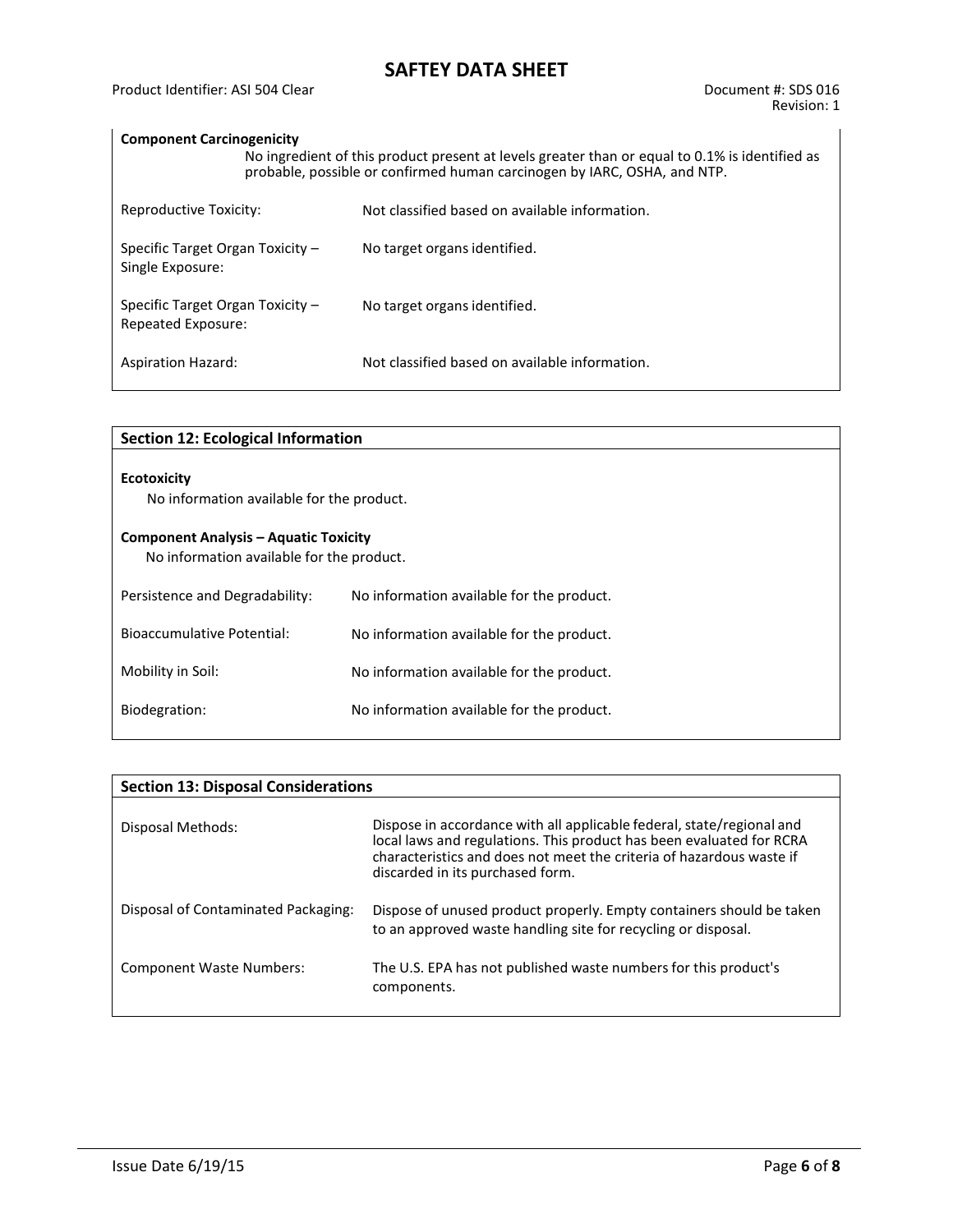**Component Carcinogenicity**

No ingredient of this product present at levels greater than or equal to 0.1% is identified as probable, possible or confirmed human carcinogen by IARC, OSHA, and NTP.

| | |
|---|---|
| Reproductive Toxicity: | Not classified based on available information. |
| Specific Target Organ Toxicity – Single Exposure: | No target organs identified. |
| Specific Target Organ Toxicity – Repeated Exposure: | No target organs identified. |
| Aspiration Hazard: | Not classified based on available information. |

## Section 12: Ecological Information

**Ecotoxicity**

No information available for the product.

**Component Analysis – Aquatic Toxicity**

No information available for the product.

| | |
|---|---|
| Persistence and Degradability: | No information available for the product. |
| Bioaccumulative Potential: | No information available for the product. |
| Mobility in Soil: | No information available for the product. |
| Biodegration: | No information available for the product. |

## Section 13: Disposal Considerations

| | |
|---|---|
| Disposal Methods: | Dispose in accordance with all applicable federal, state/regional and local laws and regulations. This product has been evaluated for RCRA characteristics and does not meet the criteria of hazardous waste if discarded in its purchased form. |
| Disposal of Contaminated Packaging: | Dispose of unused product properly. Empty containers should be taken to an approved waste handling site for recycling or disposal. |
| Component Waste Numbers: | The U.S. EPA has not published waste numbers for this product's components. |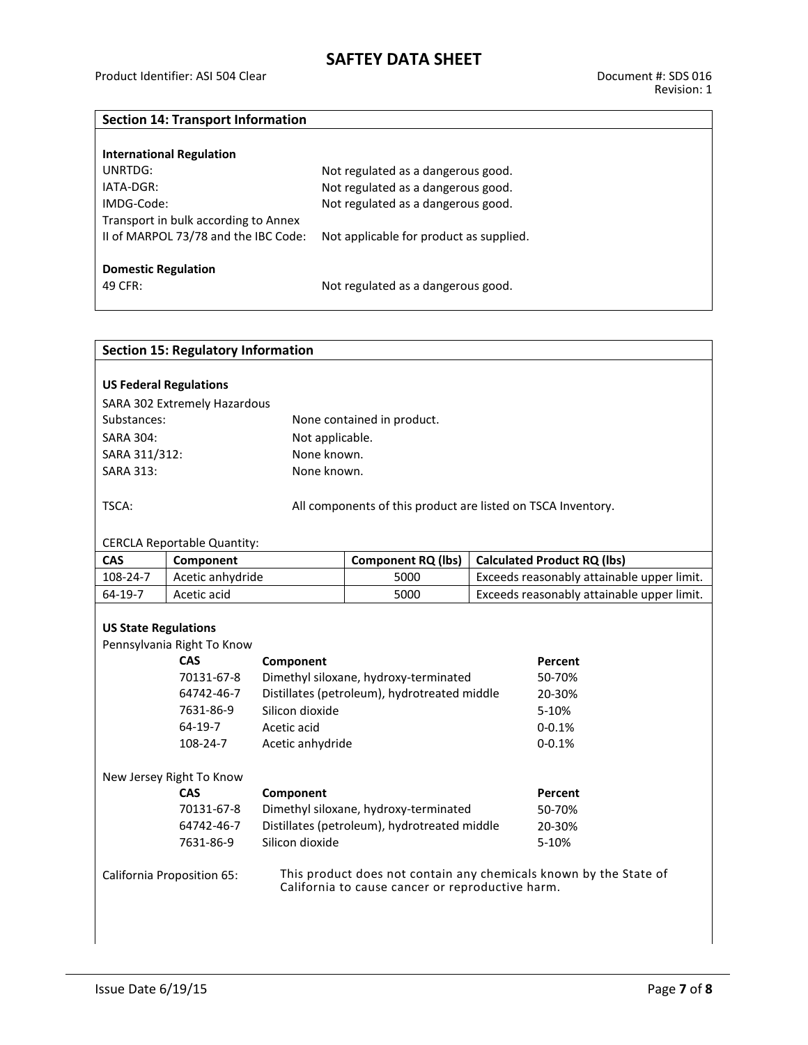## Section 14: Transport Information

**International Regulation**

UNRTDG: Not regulated as a dangerous good.

IATA-DGR: Not regulated as a dangerous good.

IMDG-Code: Not regulated as a dangerous good.

Transport in bulk according to Annex II of MARPOL 73/78 and the IBC Code: Not applicable for product as supplied.

**Domestic Regulation**

49 CFR: Not regulated as a dangerous good.

## Section 15: Regulatory Information

**US Federal Regulations**

SARA 302 Extremely Hazardous Substances: None contained in product.

SARA 304: Not applicable.

SARA 311/312: None known.

SARA 313: None known.

TSCA: All components of this product are listed on TSCA Inventory.

CERCLA Reportable Quantity:

| CAS | Component | Component RQ (lbs) | Calculated Product RQ (lbs) |
|---|---|---|---|
| 108-24-7 | Acetic anhydride | 5000 | Exceeds reasonably attainable upper limit. |
| 64-19-7 | Acetic acid | 5000 | Exceeds reasonably attainable upper limit. |

**US State Regulations**

Pennsylvania Right To Know

| CAS | Component | Percent |
|---|---|---|
| 70131-67-8 | Dimethyl siloxane, hydroxy-terminated | 50-70% |
| 64742-46-7 | Distillates (petroleum), hydrotreated middle | 20-30% |
| 7631-86-9 | Silicon dioxide | 5-10% |
| 64-19-7 | Acetic acid | 0-0.1% |
| 108-24-7 | Acetic anhydride | 0-0.1% |

New Jersey Right To Know

| CAS | Component | Percent |
|---|---|---|
| 70131-67-8 | Dimethyl siloxane, hydroxy-terminated | 50-70% |
| 64742-46-7 | Distillates (petroleum), hydrotreated middle | 20-30% |
| 7631-86-9 | Silicon dioxide | 5-10% |

California Proposition 65: This product does not contain any chemicals known by the State of California to cause cancer or reproductive harm.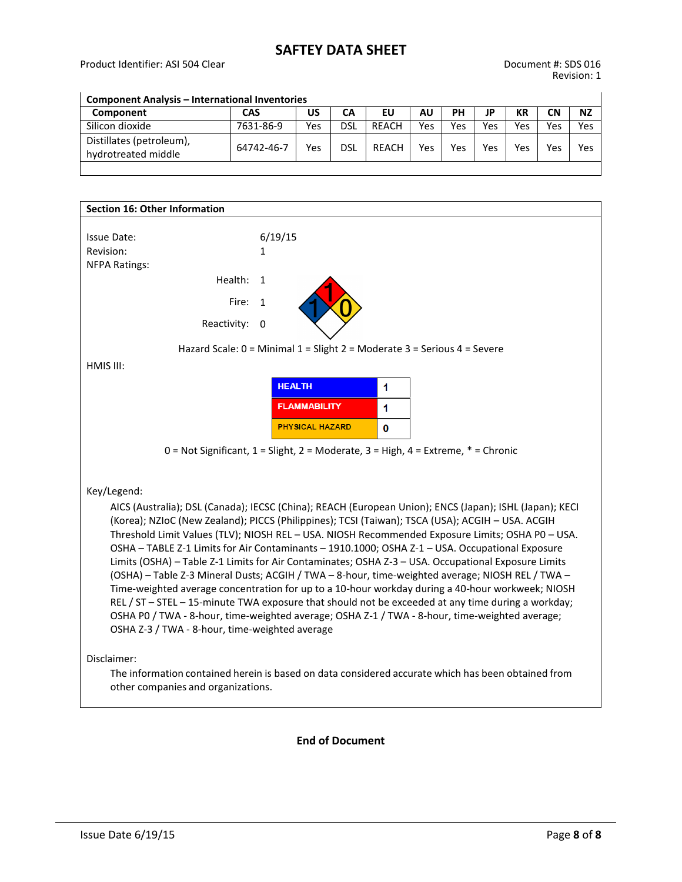**SAFTEY DATA SHEET**

Product Identifier: ASI 504 Clear

Document #: SDS 016
Revision: 1

**Component Analysis – International Inventories**

| Component | CAS | US | CA | EU | AU | PH | JP | KR | CN | NZ |
|---|---|---|---|---|---|---|---|---|---|---|
| Silicon dioxide | 7631-86-9 | Yes | DSL | REACH | Yes | Yes | Yes | Yes | Yes | Yes |
| Distillates (petroleum), hydrotreated middle | 64742-46-7 | Yes | DSL | REACH | Yes | Yes | Yes | Yes | Yes | Yes |

## Section 16: Other Information

Issue Date: 6/19/15
Revision: 1
NFPA Ratings:

Health: 1
Fire: 1
Reactivity: 0

Hazard Scale: 0 = Minimal 1 = Slight 2 = Moderate 3 = Serious 4 = Severe

HMIS III:

| | |
|---|---|
| HEALTH | 1 |
| FLAMMABILITY | 1 |
| PHYSICAL HAZARD | 0 |

0 = Not Significant, 1 = Slight, 2 = Moderate, 3 = High, 4 = Extreme, * = Chronic

Key/Legend:

AICS (Australia); DSL (Canada); IECSC (China); REACH (European Union); ENCS (Japan); ISHL (Japan); KECI (Korea); NZIoC (New Zealand); PICCS (Philippines); TCSI (Taiwan); TSCA (USA); ACGIH – USA. ACGIH Threshold Limit Values (TLV); NIOSH REL – USA. NIOSH Recommended Exposure Limits; OSHA P0 – USA. OSHA – TABLE Z-1 Limits for Air Contaminants – 1910.1000; OSHA Z-1 – USA. Occupational Exposure Limits (OSHA) – Table Z-1 Limits for Air Contaminates; OSHA Z-3 – USA. Occupational Exposure Limits (OSHA) – Table Z-3 Mineral Dusts; ACGIH / TWA – 8-hour, time-weighted average; NIOSH REL / TWA – Time-weighted average concentration for up to a 10-hour workday during a 40-hour workweek; NIOSH REL / ST – STEL – 15-minute TWA exposure that should not be exceeded at any time during a workday; OSHA P0 / TWA - 8-hour, time-weighted average; OSHA Z-1 / TWA - 8-hour, time-weighted average; OSHA Z-3 / TWA - 8-hour, time-weighted average

Disclaimer:

The information contained herein is based on data considered accurate which has been obtained from other companies and organizations.

**End of Document**